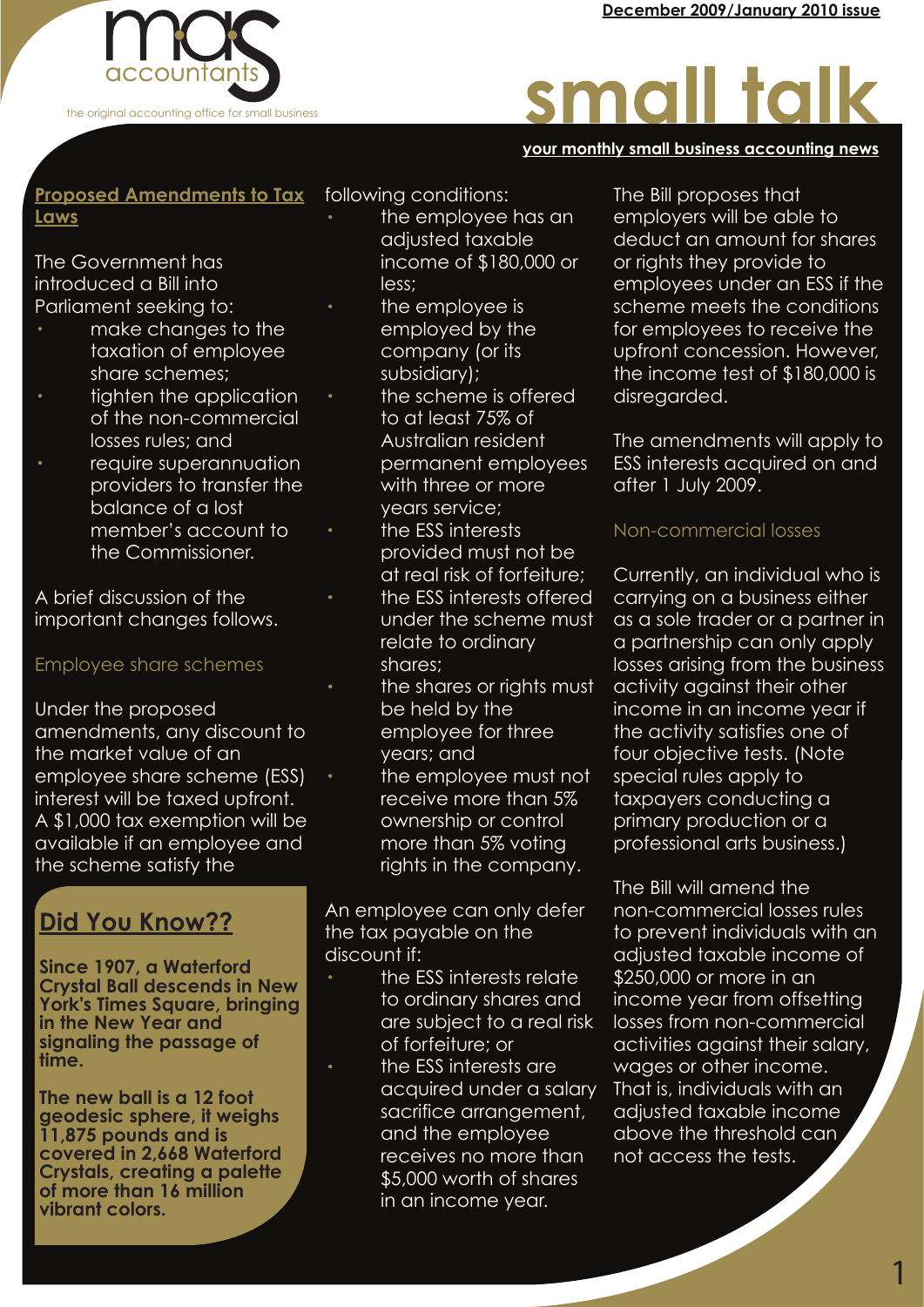mas accountants

the original accounting office for small business

December 2009/January 2010 issue

# small talk

**your monthly small business accounting news**

## Proposed Amendments to Tax Laws

The Government has introduced a Bill into Parliament seeking to:

- make changes to the taxation of employee share schemes;
- tighten the application of the non-commercial losses rules; and
- require superannuation providers to transfer the balance of a lost member's account to the Commissioner.

A brief discussion of the important changes follows.

### Employee share schemes

Under the proposed amendments, any discount to the market value of an employee share scheme (ESS) interest will be taxed upfront. A $1,000 tax exemption will be available if an employee and the scheme satisfy the following conditions:

- the employee has an adjusted taxable income of $180,000 or less;
- the employee is employed by the company (or its subsidiary);
- the scheme is offered to at least 75% of Australian resident permanent employees with three or more years service;
- the ESS interests provided must not be at real risk of forfeiture;
- the ESS interests offered under the scheme must relate to ordinary shares;
- the shares or rights must be held by the employee for three years; and
- the employee must not receive more than 5% ownership or control more than 5% voting rights in the company.

An employee can only defer the tax payable on the discount if:

- the ESS interests relate to ordinary shares and are subject to a real risk of forfeiture; or
- the ESS interests are acquired under a salary sacrifice arrangement, and the employee receives no more than $5,000 worth of shares in an income year.

The Bill proposes that employers will be able to deduct an amount for shares or rights they provide to employees under an ESS if the scheme meets the conditions for employees to receive the upfront concession. However, the income test of $180,000 is disregarded.

The amendments will apply to ESS interests acquired on and after 1 July 2009.

### Non-commercial losses

Currently, an individual who is carrying on a business either as a sole trader or a partner in a partnership can only apply losses arising from the business activity against their other income in an income year if the activity satisfies one of four objective tests. (Note special rules apply to taxpayers conducting a primary production or a professional arts business.)

The Bill will amend the non-commercial losses rules to prevent individuals with an adjusted taxable income of $250,000 or more in an income year from offsetting losses from non-commercial activities against their salary, wages or other income. That is, individuals with an adjusted taxable income above the threshold can not access the tests.

## Did You Know??

**Since 1907, a Waterford Crystal Ball descends in New York's Times Square, bringing in the New Year and signaling the passage of time.**

**The new ball is a 12 foot geodesic sphere, it weighs 11,875 pounds and is covered in 2,668 Waterford Crystals, creating a palette of more than 16 million vibrant colors.**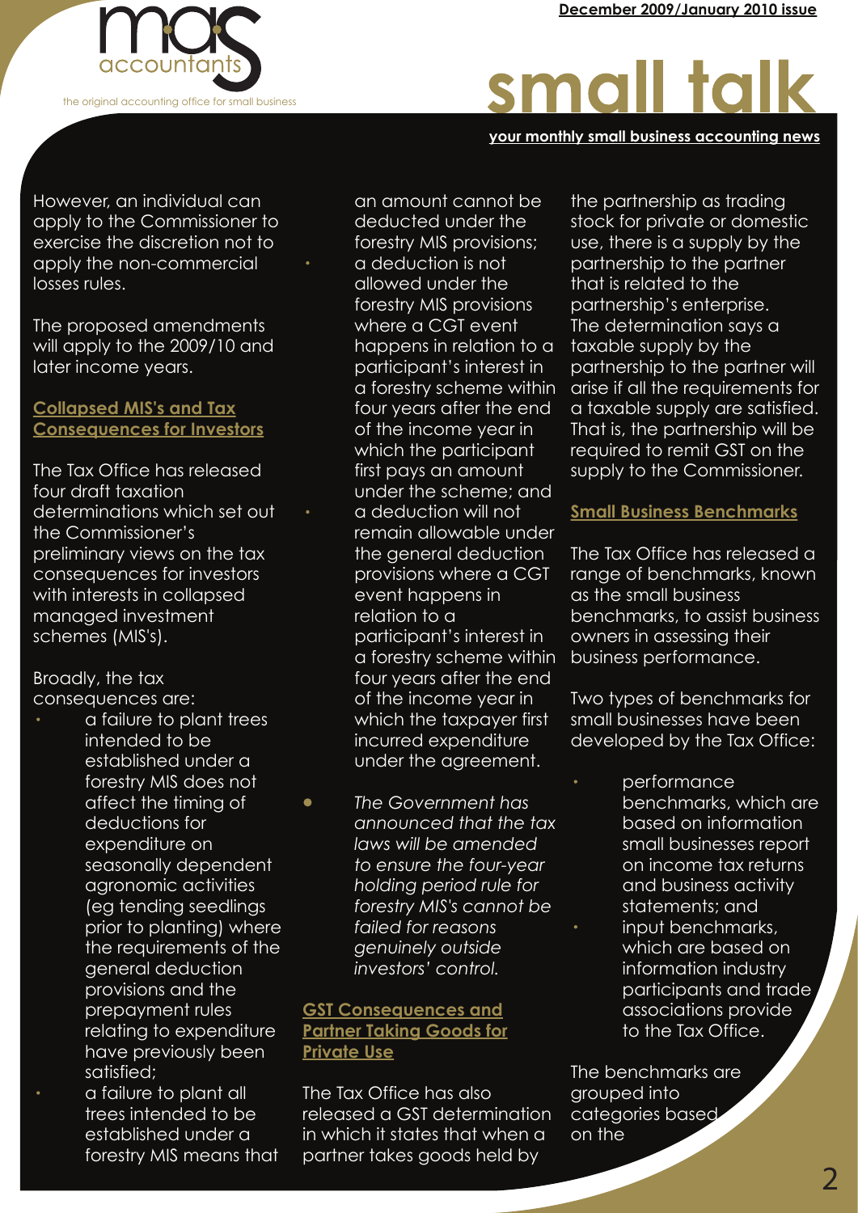However, an individual can apply to the Commissioner to exercise the discretion not to apply the non-commercial losses rules.

The proposed amendments will apply to the 2009/10 and later income years.

## Collapsed MIS's and Tax Consequences for Investors

The Tax Office has released four draft taxation determinations which set out the Commissioner's preliminary views on the tax consequences for investors with interests in collapsed managed investment schemes (MIS's).

Broadly, the tax consequences are:

- a failure to plant trees intended to be established under a forestry MIS does not affect the timing of deductions for expenditure on seasonally dependent agronomic activities (eg tending seedlings prior to planting) where the requirements of the general deduction provisions and the prepayment rules relating to expenditure have previously been satisfied;
- a failure to plant all trees intended to be established under a forestry MIS means that an amount cannot be deducted under the forestry MIS provisions;
- a deduction is not allowed under the forestry MIS provisions where a CGT event happens in relation to a participant's interest in a forestry scheme within four years after the end of the income year in which the participant first pays an amount under the scheme; and
- a deduction will not remain allowable under the general deduction provisions where a CGT event happens in relation to a participant's interest in a forestry scheme within four years after the end of the income year in which the taxpayer first incurred expenditure under the agreement.

- *The Government has announced that the tax laws will be amended to ensure the four-year holding period for forestry MIS's cannot be failed for reasons genuinely outside investors' control.*

## GST Consequences and Partner Taking Goods for Private Use

The Tax Office has also released a GST determination in which it states that when a partner takes goods held by the partnership as trading stock for private or domestic use, there is a supply by the partnership to the partner that is related to the partnership's enterprise. The determination says a taxable supply by the partnership to the partner will arise if all the requirements for a taxable supply are satisfied. That is, the partnership will be required to remit GST on the supply to the Commissioner.

## Small Business Benchmarks

The Tax Office has released a range of benchmarks, known as the small business benchmarks, to assist business owners in assessing their business performance.

Two types of benchmarks for small businesses have been developed by the Tax Office:

- performance benchmarks, which are based on information small businesses report on income tax returns and business activity statements; and
- input benchmarks, which are based on information industry participants and trade associations provide to the Tax Office.

The benchmarks are grouped into categories based on the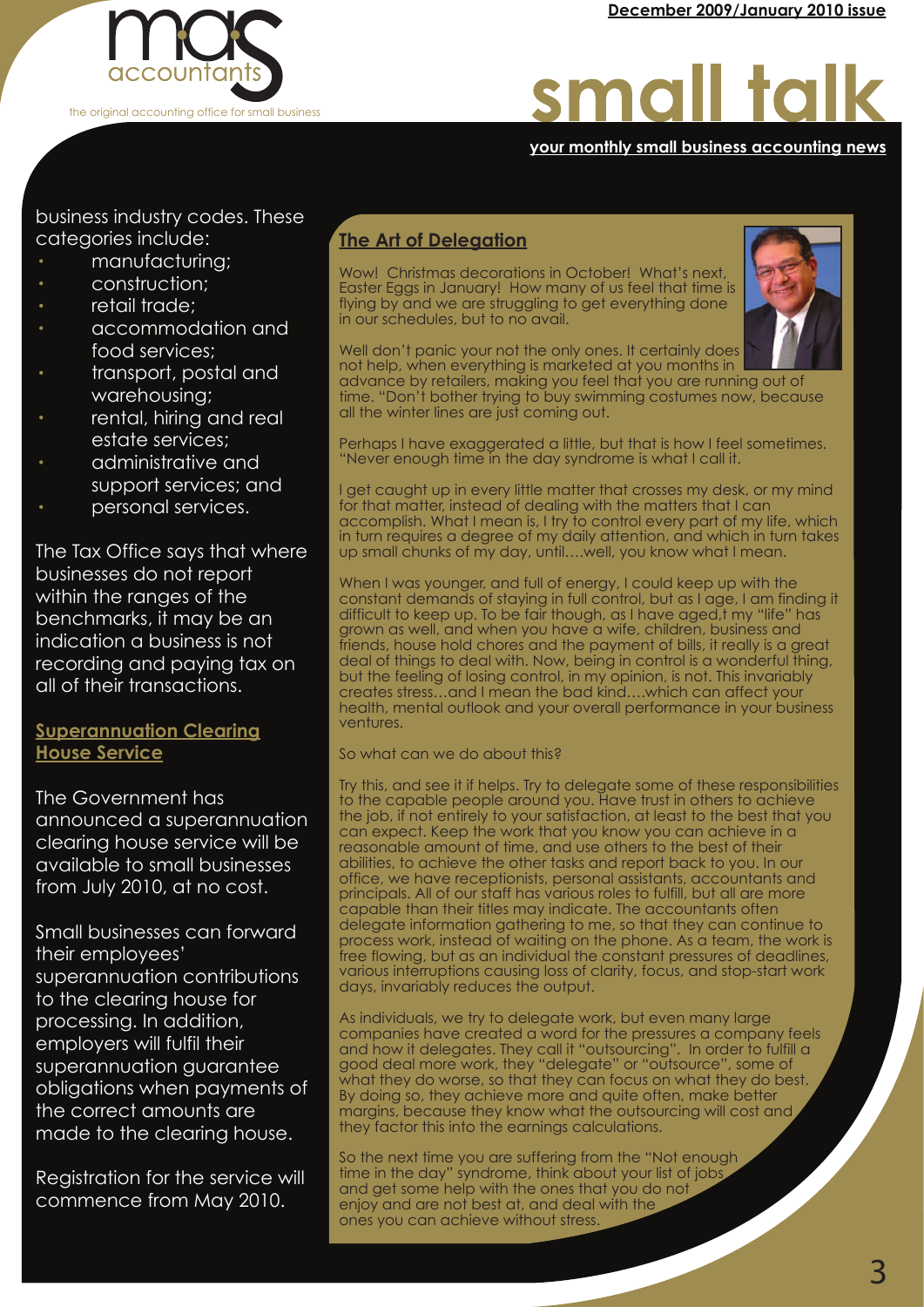business industry codes. These categories include:

- manufacturing;
- construction;
- retail trade;
- accommodation and food services;
- transport, postal and warehousing;
- rental, hiring and real estate services;
- administrative and support services; and
- personal services.

The Tax Office says that where businesses do not report within the ranges of the benchmarks, it may be an indication a business is not recording and paying tax on all of their transactions.

## Superannuation Clearing House Service

The Government has announced a superannuation clearing house service will be available to small businesses from July 2010, at no cost.

Small businesses can forward their employees' superannuation contributions to the clearing house for processing. In addition, employers will fulfil their superannuation guarantee obligations when payments of the correct amounts are made to the clearing house.

Registration for the service will commence from May 2010.

## The Art of Delegation

Wow! Christmas decorations in October! What's next, Easter Eggs in January! How many of us feel that time is flying by and we are struggling to get everything done in our schedules, but to no avail.

Well don't panic your not the only ones. It certainly does not help, when everything is marketed at you months in advance by retailers, making you feel that you are running out of time. "Don't bother trying to buy swimming costumes now, because all the winter lines are just coming out.

Perhaps I have exaggerated a little, but that is how I feel sometimes. "Never enough time in the day syndrome is what I call it.

I get caught up in every little matter that crosses my desk, or my mind for that matter, instead of dealing with the matters that I can accomplish. What I mean is, I try to control every part of my life, which in turn requires a degree of my daily attention, and which in turn takes up small chunks of my day, until….well, you know what I mean.

When I was younger, and full of energy, I could keep up with the constant demands of staying in full control, but as I age, I am finding it difficult to keep up. To be fair though, as I have aged,t my "life" has grown as well, and when you have a wife, children, business and friends, house hold chores and the payment of bills, it really is a great deal of things to deal with. Now, being in control is a wonderful thing, but the feeling of losing control, in my opinion, is not. This invariably creates stress…and I mean the bad kind….which can affect your health, mental outlook and your overall performance in your business ventures.

So what can we do about this?

Try this, and see it if helps. Try to delegate some of these responsibilities to the capable people around you. Have trust in others to achieve the job, if not entirely to your satisfaction, at least to the best that you can expect. Keep the work that you know you can achieve in a reasonable amount of time, and use others to the best of their abilities, to achieve the other tasks and report back to you. In our office, we have receptionists, personal assistants, accountants and principals. All of our staff has various roles to fulfill, but all are more capable than their titles may indicate. The accountants often delegate information gathering to me, so that they can continue to process work, instead of waiting on the phone. As a team, the work is free flowing, but as an individual the constant pressures of deadlines, various interruptions causing loss of clarity, focus, and stop-start work days, invariably reduces the output.

As individuals, we try to delegate work, but even many large companies have created a word for the pressures a company feels and how it delegates. They call it "outsourcing". In order to fulfill a good deal more work, they "delegate" or "outsource", some of what they do worse, so that they can focus on what they do best. By doing so, they achieve more and quite often, make better margins, because they know what the outsourcing will cost and they factor this into the earnings calculations.

So the next time you are suffering from the "Not enough time in the day" syndrome, think about your list of jobs and get some help with the ones that you do not enjoy and are not best at, and deal with the ones you can achieve without stress.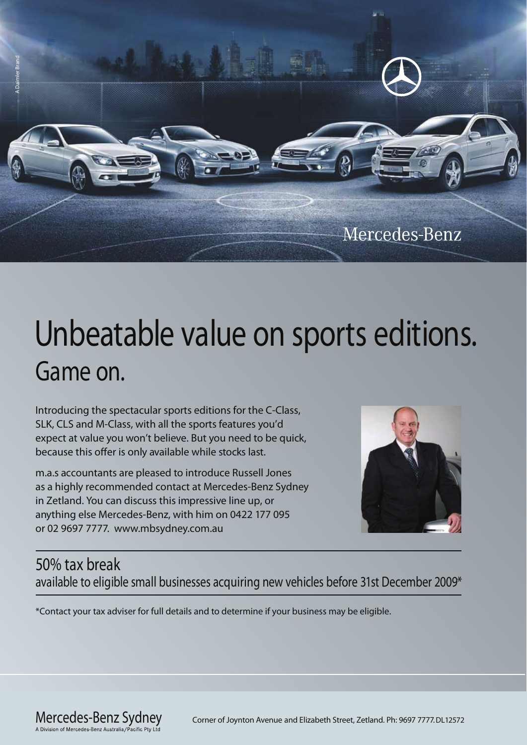A Daimler Brand

Mercedes-Benz

# Unbeatable value on sports editions.

## Game on.

Introducing the spectacular sports editions for the C-Class, SLK, CLS and M-Class, with all the sports features you'd expect at value you won't believe. But you need to be quick, because this offer is only available while stocks last.

m.a.s accountants are pleased to introduce Russell Jones as a highly recommended contact at Mercedes-Benz Sydney in Zetland. You can discuss this impressive line up, or anything else Mercedes-Benz, with him on 0422 177 095 or 02 9697 7777. www.mbsydney.com.au

---

### 50% tax break

available to eligible small businesses acquiring new vehicles before 31st December 2009*

---

*Contact your tax adviser for full details and to determine if your business may be eligible.

**Mercedes-Benz Sydney**
A Division of Mercedes-Benz Australia/Pacific Pty Ltd

Corner of Joynton Avenue and Elizabeth Street, Zetland. Ph: 9697 7777. DL12572